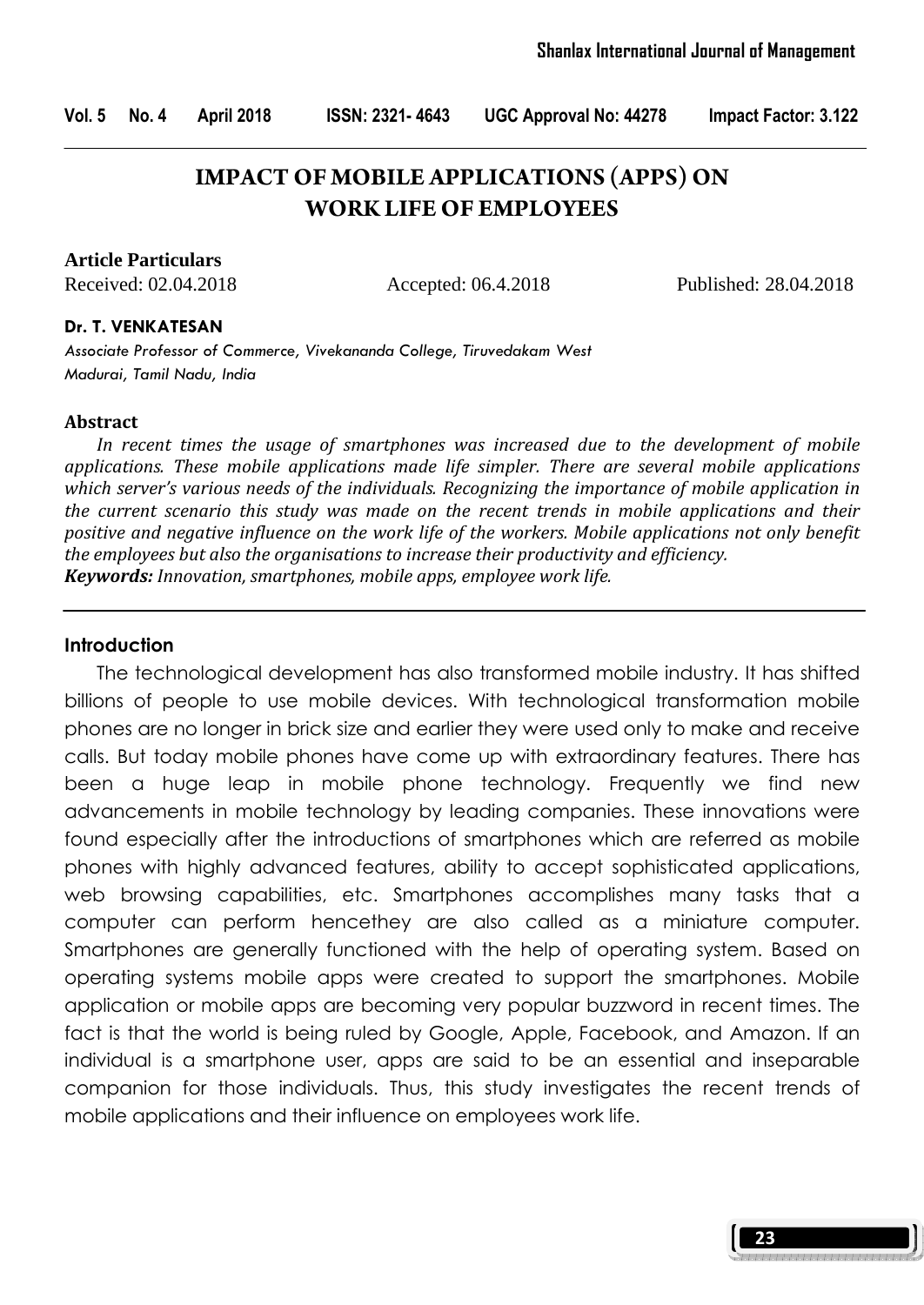# IMPACT OF MOBILE APPLICATIONS (APPS) ON WORK LIFE OF EMPLOYEES

**Article Particulars**

Received: 02.04.2018 Accepted: 06.4.2018 Published: 28.04.2018

**Dr. T. VENKATESAN**

*Associate Professor of Commerce, Vivekananda College, Tiruvedakam West*
*Madurai, Tamil Nadu, India*

## Abstract

*In recent times the usage of smartphones was increased due to the development of mobile applications. These mobile applications made life simpler. There are several mobile applications which server's various needs of the individuals. Recognizing the importance of mobile application in the current scenario this study was made on the recent trends in mobile applications and their positive and negative influence on the work life of the workers. Mobile applications not only benefit the employees but also the organisations to increase their productivity and efficiency.*

***Keywords:*** *Innovation, smartphones, mobile apps, employee work life.*

## Introduction

The technological development has also transformed mobile industry. It has shifted billions of people to use mobile devices. With technological transformation mobile phones are no longer in brick size and earlier they were used only to make and receive calls. But today mobile phones have come up with extraordinary features. There has been a huge leap in mobile phone technology. Frequently we find new advancements in mobile technology by leading companies. These innovations were found especially after the introductions of smartphones which are referred as mobile phones with highly advanced features, ability to accept sophisticated applications, web browsing capabilities, etc. Smartphones accomplishes many tasks that a computer can perform hencethey are also called as a miniature computer. Smartphones are generally functioned with the help of operating system. Based on operating systems mobile apps were created to support the smartphones. Mobile application or mobile apps are becoming very popular buzzword in recent times. The fact is that the world is being ruled by Google, Apple, Facebook, and Amazon. If an individual is a smartphone user, apps are said to be an essential and inseparable companion for those individuals. Thus, this study investigates the recent trends of mobile applications and their influence on employees work life.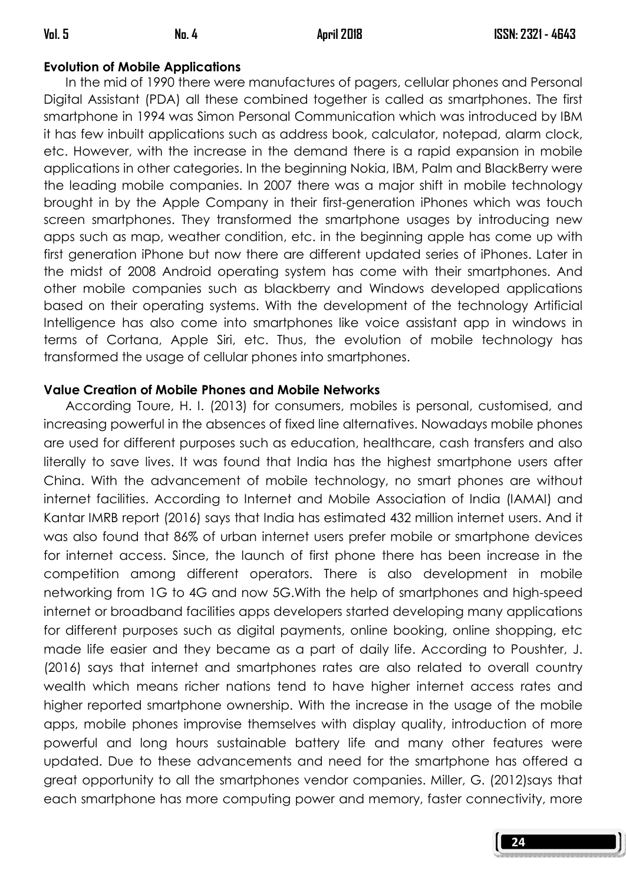**Evolution of Mobile Applications**

In the mid of 1990 there were manufactures of pagers, cellular phones and Personal Digital Assistant (PDA) all these combined together is called as smartphones. The first smartphone in 1994 was Simon Personal Communication which was introduced by IBM it has few inbuilt applications such as address book, calculator, notepad, alarm clock, etc. However, with the increase in the demand there is a rapid expansion in mobile applications in other categories. In the beginning Nokia, IBM, Palm and BlackBerry were the leading mobile companies. In 2007 there was a major shift in mobile technology brought in by the Apple Company in their first-generation iPhones which was touch screen smartphones. They transformed the smartphone usages by introducing new apps such as map, weather condition, etc. in the beginning apple has come up with first generation iPhone but now there are different updated series of iPhones. Later in the midst of 2008 Android operating system has come with their smartphones. And other mobile companies such as blackberry and Windows developed applications based on their operating systems. With the development of the technology Artificial Intelligence has also come into smartphones like voice assistant app in windows in terms of Cortana, Apple Siri, etc. Thus, the evolution of mobile technology has transformed the usage of cellular phones into smartphones.

**Value Creation of Mobile Phones and Mobile Networks**

According Toure, H. I. (2013) for consumers, mobiles is personal, customised, and increasing powerful in the absences of fixed line alternatives. Nowadays mobile phones are used for different purposes such as education, healthcare, cash transfers and also literally to save lives. It was found that India has the highest smartphone users after China. With the advancement of mobile technology, no smart phones are without internet facilities. According to Internet and Mobile Association of India (IAMAI) and Kantar IMRB report (2016) says that India has estimated 432 million internet users. And it was also found that 86% of urban internet users prefer mobile or smartphone devices for internet access. Since, the launch of first phone there has been increase in the competition among different operators. There is also development in mobile networking from 1G to 4G and now 5G.With the help of smartphones and high-speed internet or broadband facilities apps developers started developing many applications for different purposes such as digital payments, online booking, online shopping, etc made life easier and they became as a part of daily life. According to Poushter, J. (2016) says that internet and smartphones rates are also related to overall country wealth which means richer nations tend to have higher internet access rates and higher reported smartphone ownership. With the increase in the usage of the mobile apps, mobile phones improvise themselves with display quality, introduction of more powerful and long hours sustainable battery life and many other features were updated. Due to these advancements and need for the smartphone has offered a great opportunity to all the smartphones vendor companies. Miller, G. (2012)says that each smartphone has more computing power and memory, faster connectivity, more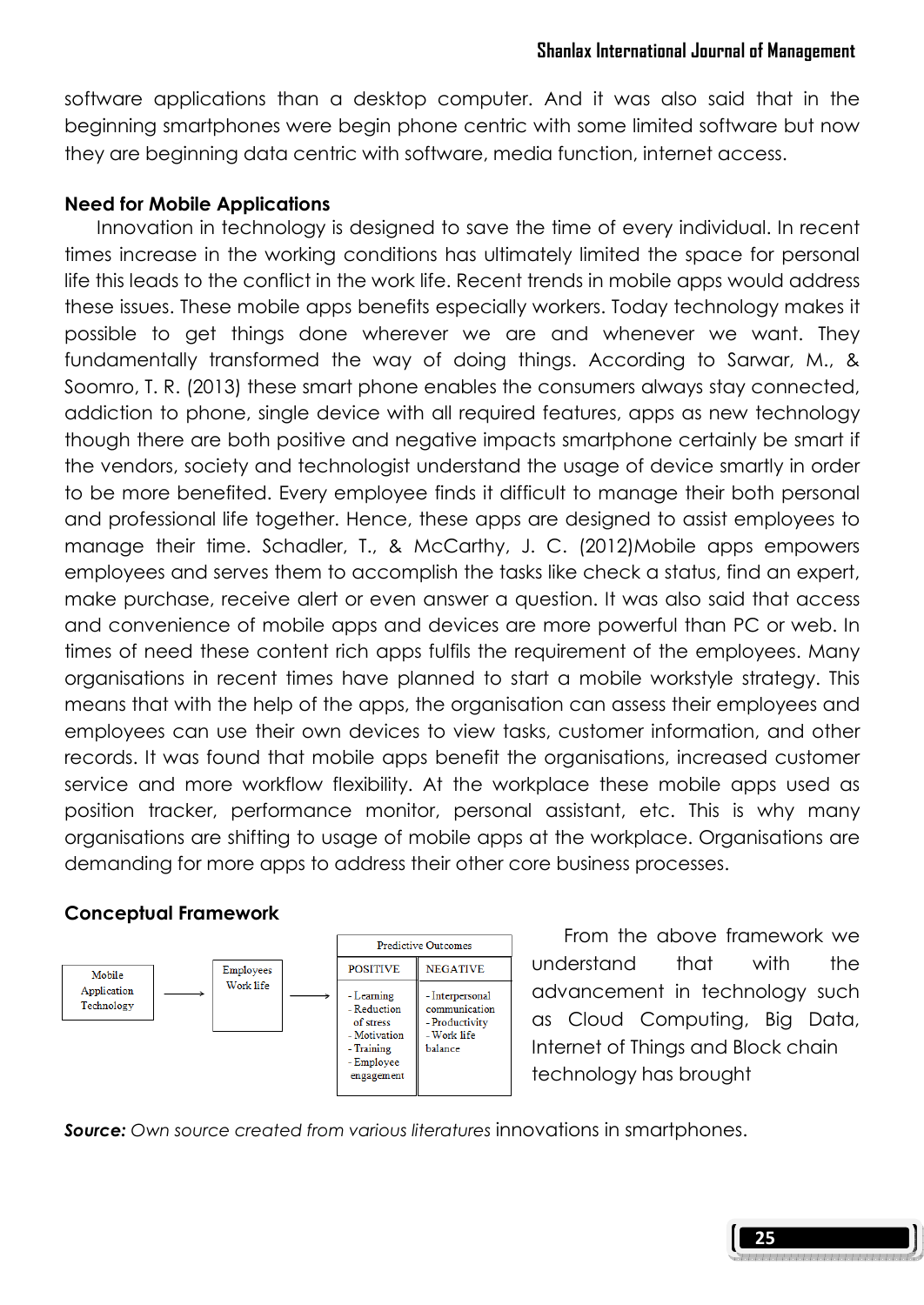software applications than a desktop computer. And it was also said that in the beginning smartphones were begin phone centric with some limited software but now they are beginning data centric with software, media function, internet access.

## Need for Mobile Applications

Innovation in technology is designed to save the time of every individual. In recent times increase in the working conditions has ultimately limited the space for personal life this leads to the conflict in the work life. Recent trends in mobile apps would address these issues. These mobile apps benefits especially workers. Today technology makes it possible to get things done wherever we are and whenever we want. They fundamentally transformed the way of doing things. According to Sarwar, M., & Soomro, T. R. (2013) these smart phone enables the consumers always stay connected, addiction to phone, single device with all required features, apps as new technology though there are both positive and negative impacts smartphone certainly be smart if the vendors, society and technologist understand the usage of device smartly in order to be more benefited. Every employee finds it difficult to manage their both personal and professional life together. Hence, these apps are designed to assist employees to manage their time. Schadler, T., & McCarthy, J. C. (2012)Mobile apps empowers employees and serves them to accomplish the tasks like check a status, find an expert, make purchase, receive alert or even answer a question. It was also said that access and convenience of mobile apps and devices are more powerful than PC or web. In times of need these content rich apps fulfils the requirement of the employees. Many organisations in recent times have planned to start a mobile workstyle strategy. This means that with the help of the apps, the organisation can assess their employees and employees can use their own devices to view tasks, customer information, and other records. It was found that mobile apps benefit the organisations, increased customer service and more workflow flexibility. At the workplace these mobile apps used as position tracker, performance monitor, personal assistant, etc. This is why many organisations are shifting to usage of mobile apps at the workplace. Organisations are demanding for more apps to address their other core business processes.

## Conceptual Framework

Mobile Application Technology → Employees Work life →

Predictive Outcomes

| POSITIVE | NEGATIVE |
|---|---|
| - Learning<br>- Reduction of stress<br>- Motivation<br>- Training<br>- Employee engagement | - Interpersonal communication<br>- Productivity<br>- Work life balance |

***Source:*** *Own source created from various literatures*

From the above framework we understand that with the advancement in technology such as Cloud Computing, Big Data, Internet of Things and Block chain technology has brought innovations in smartphones.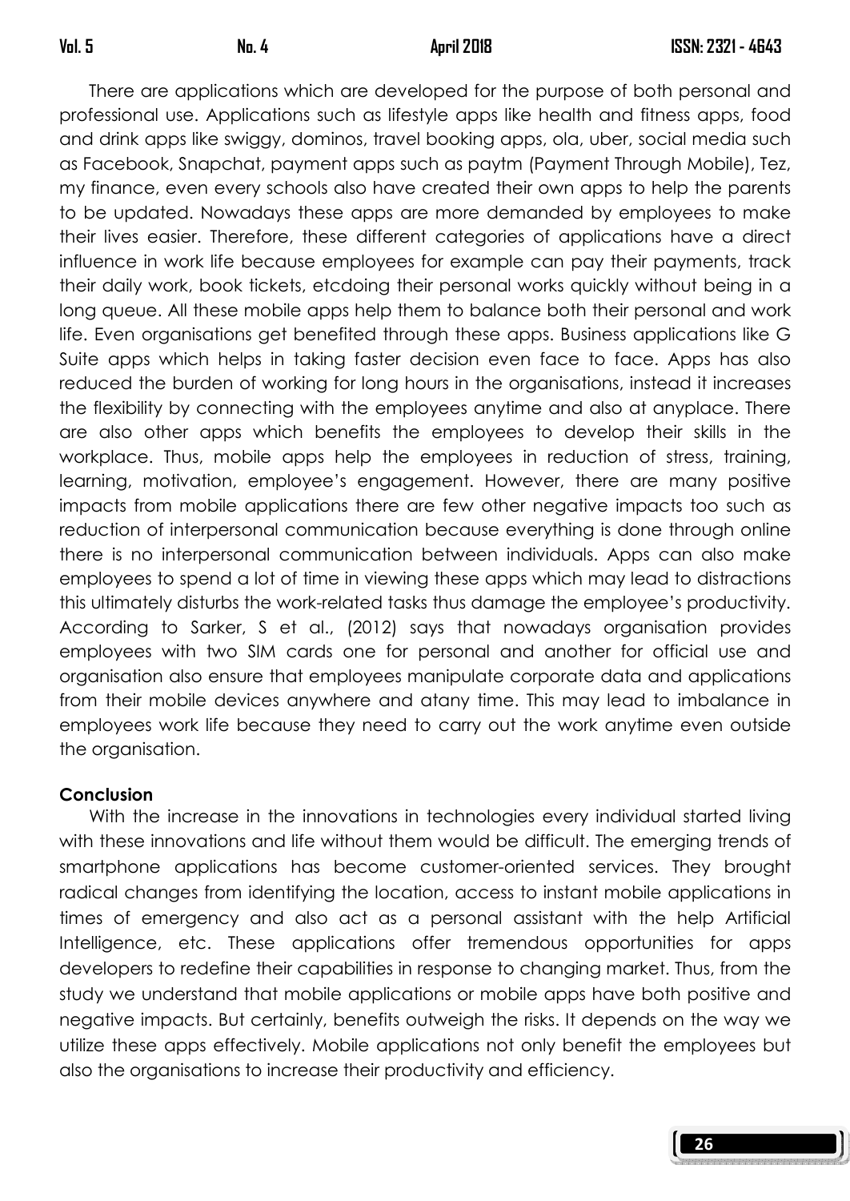There are applications which are developed for the purpose of both personal and professional use. Applications such as lifestyle apps like health and fitness apps, food and drink apps like swiggy, dominos, travel booking apps, ola, uber, social media such as Facebook, Snapchat, payment apps such as paytm (Payment Through Mobile), Tez, my finance, even every schools also have created their own apps to help the parents to be updated. Nowadays these apps are more demanded by employees to make their lives easier. Therefore, these different categories of applications have a direct influence in work life because employees for example can pay their payments, track their daily work, book tickets, etcdoing their personal works quickly without being in a long queue. All these mobile apps help them to balance both their personal and work life. Even organisations get benefited through these apps. Business applications like G Suite apps which helps in taking faster decision even face to face. Apps has also reduced the burden of working for long hours in the organisations, instead it increases the flexibility by connecting with the employees anytime and also at anyplace. There are also other apps which benefits the employees to develop their skills in the workplace. Thus, mobile apps help the employees in reduction of stress, training, learning, motivation, employee's engagement. However, there are many positive impacts from mobile applications there are few other negative impacts too such as reduction of interpersonal communication because everything is done through online there is no interpersonal communication between individuals. Apps can also make employees to spend a lot of time in viewing these apps which may lead to distractions this ultimately disturbs the work-related tasks thus damage the employee's productivity. According to Sarker, S et al., (2012) says that nowadays organisation provides employees with two SIM cards one for personal and another for official use and organisation also ensure that employees manipulate corporate data and applications from their mobile devices anywhere and atany time. This may lead to imbalance in employees work life because they need to carry out the work anytime even outside the organisation.

## Conclusion

With the increase in the innovations in technologies every individual started living with these innovations and life without them would be difficult. The emerging trends of smartphone applications has become customer-oriented services. They brought radical changes from identifying the location, access to instant mobile applications in times of emergency and also act as a personal assistant with the help Artificial Intelligence, etc. These applications offer tremendous opportunities for apps developers to redefine their capabilities in response to changing market. Thus, from the study we understand that mobile applications or mobile apps have both positive and negative impacts. But certainly, benefits outweigh the risks. It depends on the way we utilize these apps effectively. Mobile applications not only benefit the employees but also the organisations to increase their productivity and efficiency.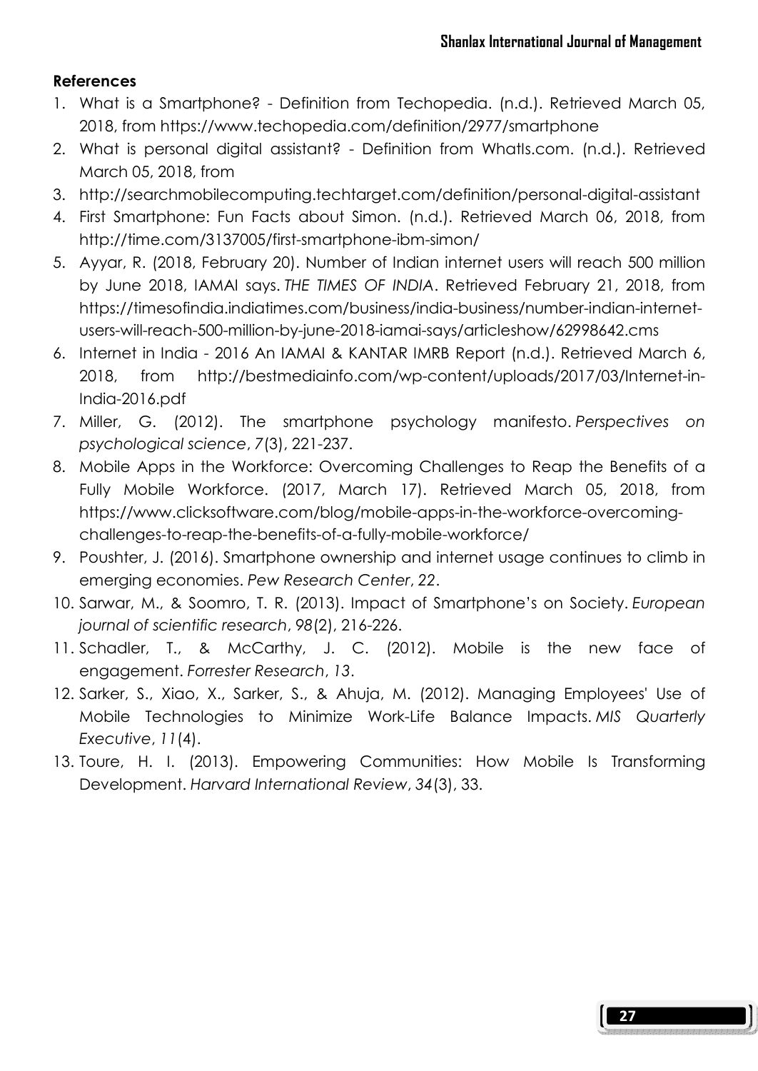## References

1. What is a Smartphone? - Definition from Techopedia. (n.d.). Retrieved March 05, 2018, from https://www.techopedia.com/definition/2977/smartphone
2. What is personal digital assistant? - Definition from WhatIs.com. (n.d.). Retrieved March 05, 2018, from
3. http://searchmobilecomputing.techtarget.com/definition/personal-digital-assistant
4. First Smartphone: Fun Facts about Simon. (n.d.). Retrieved March 06, 2018, from http://time.com/3137005/first-smartphone-ibm-simon/
5. Ayyar, R. (2018, February 20). Number of Indian internet users will reach 500 million by June 2018, IAMAI says. *THE TIMES OF INDIA*. Retrieved February 21, 2018, from https://timesofindia.indiatimes.com/business/india-business/number-indian-internet-users-will-reach-500-million-by-june-2018-iamai-says/articleshow/62998642.cms
6. Internet in India - 2016 An IAMAI & KANTAR IMRB Report (n.d.). Retrieved March 6, 2018, from http://bestmediainfo.com/wp-content/uploads/2017/03/Internet-in-India-2016.pdf
7. Miller, G. (2012). The smartphone psychology manifesto. *Perspectives on psychological science*, *7*(3), 221-237.
8. Mobile Apps in the Workforce: Overcoming Challenges to Reap the Benefits of a Fully Mobile Workforce. (2017, March 17). Retrieved March 05, 2018, from https://www.clicksoftware.com/blog/mobile-apps-in-the-workforce-overcoming-challenges-to-reap-the-benefits-of-a-fully-mobile-workforce/
9. Poushter, J. (2016). Smartphone ownership and internet usage continues to climb in emerging economies. *Pew Research Center*, *22*.
10. Sarwar, M., & Soomro, T. R. (2013). Impact of Smartphone's on Society. *European journal of scientific research*, *98*(2), 216-226.
11. Schadler, T., & McCarthy, J. C. (2012). Mobile is the new face of engagement. *Forrester Research*, *13*.
12. Sarker, S., Xiao, X., Sarker, S., & Ahuja, M. (2012). Managing Employees' Use of Mobile Technologies to Minimize Work-Life Balance Impacts. *MIS Quarterly Executive*, *11*(4).
13. Toure, H. I. (2013). Empowering Communities: How Mobile Is Transforming Development. *Harvard International Review*, *34*(3), 33.